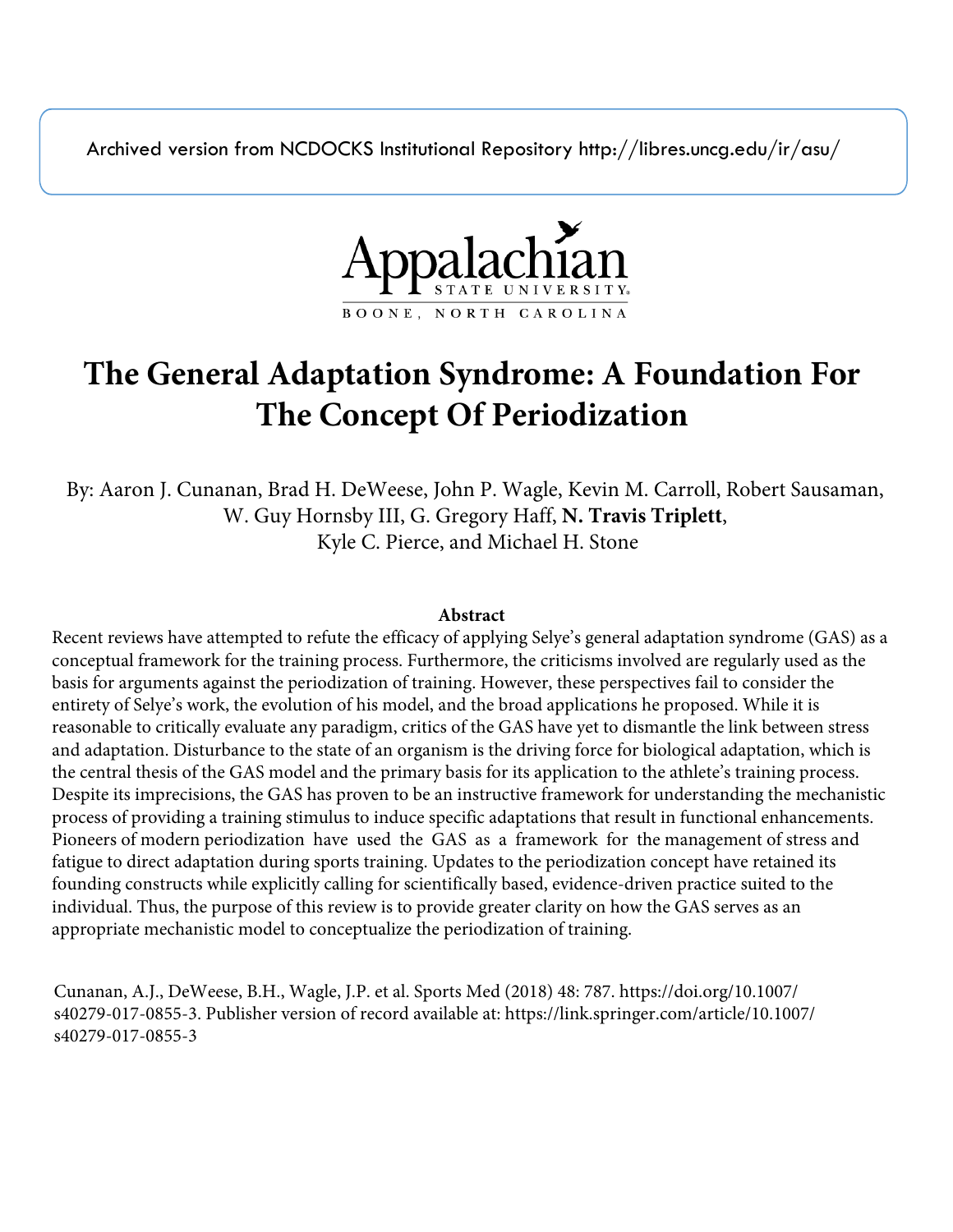Archived version from NCDOCKS Institutional Repository http://libres.uncg.edu/ir/asu/

Appalachian State University
BOONE, NORTH CAROLINA

# The General Adaptation Syndrome: A Foundation For The Concept Of Periodization

By: Aaron J. Cunanan, Brad H. DeWeese, John P. Wagle, Kevin M. Carroll, Robert Sausaman, W. Guy Hornsby III, G. Gregory Haff, **N. Travis Triplett**, Kyle C. Pierce, and Michael H. Stone

## Abstract

Recent reviews have attempted to refute the efficacy of applying Selye's general adaptation syndrome (GAS) as a conceptual framework for the training process. Furthermore, the criticisms involved are regularly used as the basis for arguments against the periodization of training. However, these perspectives fail to consider the entirety of Selye's work, the evolution of his model, and the broad applications he proposed. While it is reasonable to critically evaluate any paradigm, critics of the GAS have yet to dismantle the link between stress and adaptation. Disturbance to the state of an organism is the driving force for biological adaptation, which is the central thesis of the GAS model and the primary basis for its application to the athlete's training process. Despite its imprecisions, the GAS has proven to be an instructive framework for understanding the mechanistic process of providing a training stimulus to induce specific adaptations that result in functional enhancements. Pioneers of modern periodization have used the GAS as a framework for the management of stress and fatigue to direct adaptation during sports training. Updates to the periodization concept have retained its founding constructs while explicitly calling for scientifically based, evidence-driven practice suited to the individual. Thus, the purpose of this review is to provide greater clarity on how the GAS serves as an appropriate mechanistic model to conceptualize the periodization of training.

Cunanan, A.J., DeWeese, B.H., Wagle, J.P. et al. Sports Med (2018) 48: 787. https://doi.org/10.1007/s40279-017-0855-3. Publisher version of record available at: https://link.springer.com/article/10.1007/s40279-017-0855-3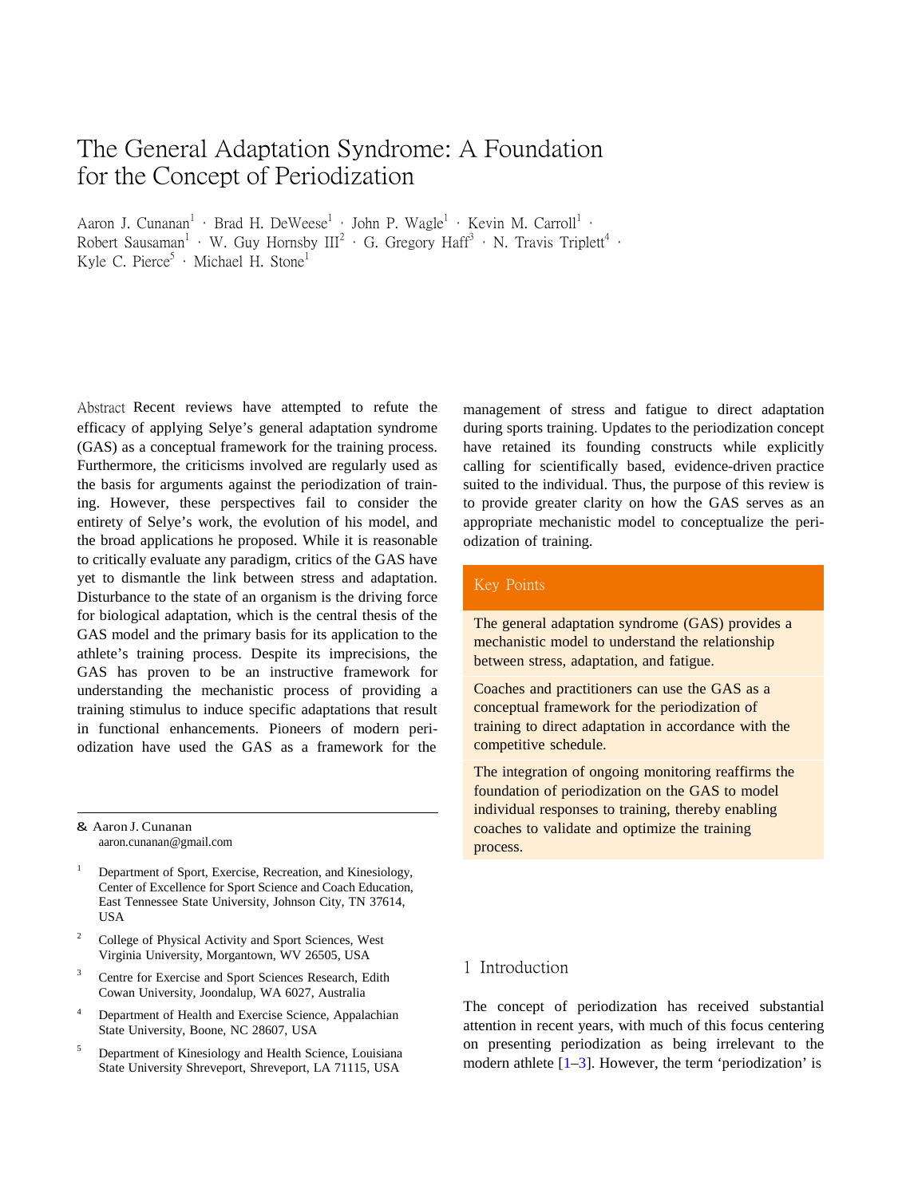# The General Adaptation Syndrome: A Foundation for the Concept of Periodization

Aaron J. Cunanan[1] · Brad H. DeWeese[1] · John P. Wagle[1] · Kevin M. Carroll[1] · Robert Sausaman[1] · W. Guy Hornsby III[2] · G. Gregory Haff[3] · N. Travis Triplett[4] · Kyle C. Pierce[5] · Michael H. Stone[1]

**Abstract** Recent reviews have attempted to refute the efficacy of applying Selye's general adaptation syndrome (GAS) as a conceptual framework for the training process. Furthermore, the criticisms involved are regularly used as the basis for arguments against the periodization of training. However, these perspectives fail to consider the entirety of Selye's work, the evolution of his model, and the broad applications he proposed. While it is reasonable to critically evaluate any paradigm, critics of the GAS have yet to dismantle the link between stress and adaptation. Disturbance to the state of an organism is the driving force for biological adaptation, which is the central thesis of the GAS model and the primary basis for its application to the athlete's training process. Despite its imprecisions, the GAS has proven to be an instructive framework for understanding the mechanistic process of providing a training stimulus to induce specific adaptations that result in functional enhancements. Pioneers of modern periodization have used the GAS as a framework for the management of stress and fatigue to direct adaptation during sports training. Updates to the periodization concept have retained its founding constructs while explicitly calling for scientifically based, evidence-driven practice suited to the individual. Thus, the purpose of this review is to provide greater clarity on how the GAS serves as an appropriate mechanistic model to conceptualize the periodization of training.

✉ Aaron J. Cunanan
aaron.cunanan@gmail.com

[1] Department of Sport, Exercise, Recreation, and Kinesiology, Center of Excellence for Sport Science and Coach Education, East Tennessee State University, Johnson City, TN 37614, USA

[2] College of Physical Activity and Sport Sciences, West Virginia University, Morgantown, WV 26505, USA

[3] Centre for Exercise and Sport Sciences Research, Edith Cowan University, Joondalup, WA 6027, Australia

[4] Department of Health and Exercise Science, Appalachian State University, Boone, NC 28607, USA

[5] Department of Kinesiology and Health Science, Louisiana State University Shreveport, Shreveport, LA 71115, USA

**Key Points**

- The general adaptation syndrome (GAS) provides a mechanistic model to understand the relationship between stress, adaptation, and fatigue.
- Coaches and practitioners can use the GAS as a conceptual framework for the periodization of training to direct adaptation in accordance with the competitive schedule.
- The integration of ongoing monitoring reaffirms the foundation of periodization on the GAS to model individual responses to training, thereby enabling coaches to validate and optimize the training process.

## 1 Introduction

The concept of periodization has received substantial attention in recent years, with much of this focus centering on presenting periodization as being irrelevant to the modern athlete [1–3]. However, the term 'periodization' is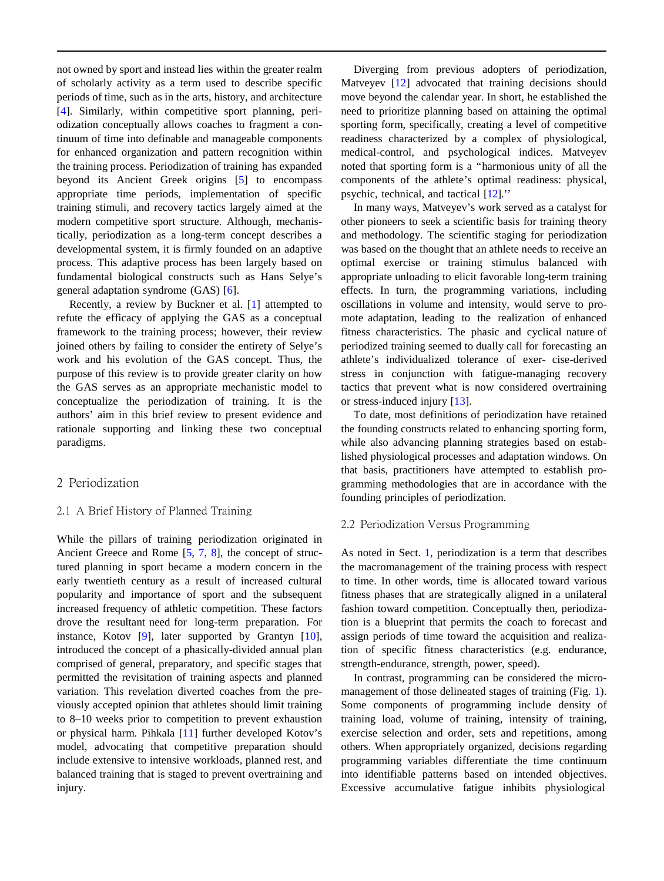not owned by sport and instead lies within the greater realm of scholarly activity as a term used to describe specific periods of time, such as in the arts, history, and architecture [4]. Similarly, within competitive sport planning, periodization conceptually allows coaches to fragment a continuum of time into definable and manageable components for enhanced organization and pattern recognition within the training process. Periodization of training has expanded beyond its Ancient Greek origins [5] to encompass appropriate time periods, implementation of specific training stimuli, and recovery tactics largely aimed at the modern competitive sport structure. Although, mechanistically, periodization as a long-term concept describes a developmental system, it is firmly founded on an adaptive process. This adaptive process has been largely based on fundamental biological constructs such as Hans Selye's general adaptation syndrome (GAS) [6].

Recently, a review by Buckner et al. [1] attempted to refute the efficacy of applying the GAS as a conceptual framework to the training process; however, their review joined others by failing to consider the entirety of Selye's work and his evolution of the GAS concept. Thus, the purpose of this review is to provide greater clarity on how the GAS serves as an appropriate mechanistic model to conceptualize the periodization of training. It is the authors' aim in this brief review to present evidence and rationale supporting and linking these two conceptual paradigms.

## 2 Periodization

### 2.1 A Brief History of Planned Training

While the pillars of training periodization originated in Ancient Greece and Rome [5, 7, 8], the concept of structured planning in sport became a modern concern in the early twentieth century as a result of increased cultural popularity and importance of sport and the subsequent increased frequency of athletic competition. These factors drove the resultant need for long-term preparation. For instance, Kotov [9], later supported by Grantyn [10], introduced the concept of a phasically-divided annual plan comprised of general, preparatory, and specific stages that permitted the revisitation of training aspects and planned variation. This revelation diverted coaches from the previously accepted opinion that athletes should limit training to 8–10 weeks prior to competition to prevent exhaustion or physical harm. Pihkala [11] further developed Kotov's model, advocating that competitive preparation should include extensive to intensive workloads, planned rest, and balanced training that is staged to prevent overtraining and injury.

Diverging from previous adopters of periodization, Matveyev [12] advocated that training decisions should move beyond the calendar year. In short, he established the need to prioritize planning based on attaining the optimal sporting form, specifically, creating a level of competitive readiness characterized by a complex of physiological, medical-control, and psychological indices. Matveyev noted that sporting form is a "harmonious unity of all the components of the athlete's optimal readiness: physical, psychic, technical, and tactical [12].''

In many ways, Matveyev's work served as a catalyst for other pioneers to seek a scientific basis for training theory and methodology. The scientific staging for periodization was based on the thought that an athlete needs to receive an optimal exercise or training stimulus balanced with appropriate unloading to elicit favorable long-term training effects. In turn, the programming variations, including oscillations in volume and intensity, would serve to promote adaptation, leading to the realization of enhanced fitness characteristics. The phasic and cyclical nature of periodized training seemed to dually call for forecasting an athlete's individualized tolerance of exer- cise-derived stress in conjunction with fatigue-managing recovery tactics that prevent what is now considered overtraining or stress-induced injury [13].

To date, most definitions of periodization have retained the founding constructs related to enhancing sporting form, while also advancing planning strategies based on established physiological processes and adaptation windows. On that basis, practitioners have attempted to establish programming methodologies that are in accordance with the founding principles of periodization.

### 2.2 Periodization Versus Programming

As noted in Sect. 1, periodization is a term that describes the macromanagement of the training process with respect to time. In other words, time is allocated toward various fitness phases that are strategically aligned in a unilateral fashion toward competition. Conceptually then, periodization is a blueprint that permits the coach to forecast and assign periods of time toward the acquisition and realization of specific fitness characteristics (e.g. endurance, strength-endurance, strength, power, speed).

In contrast, programming can be considered the micromanagement of those delineated stages of training (Fig. 1). Some components of programming include density of training load, volume of training, intensity of training, exercise selection and order, sets and repetitions, among others. When appropriately organized, decisions regarding programming variables differentiate the time continuum into identifiable patterns based on intended objectives. Excessive accumulative fatigue inhibits physiological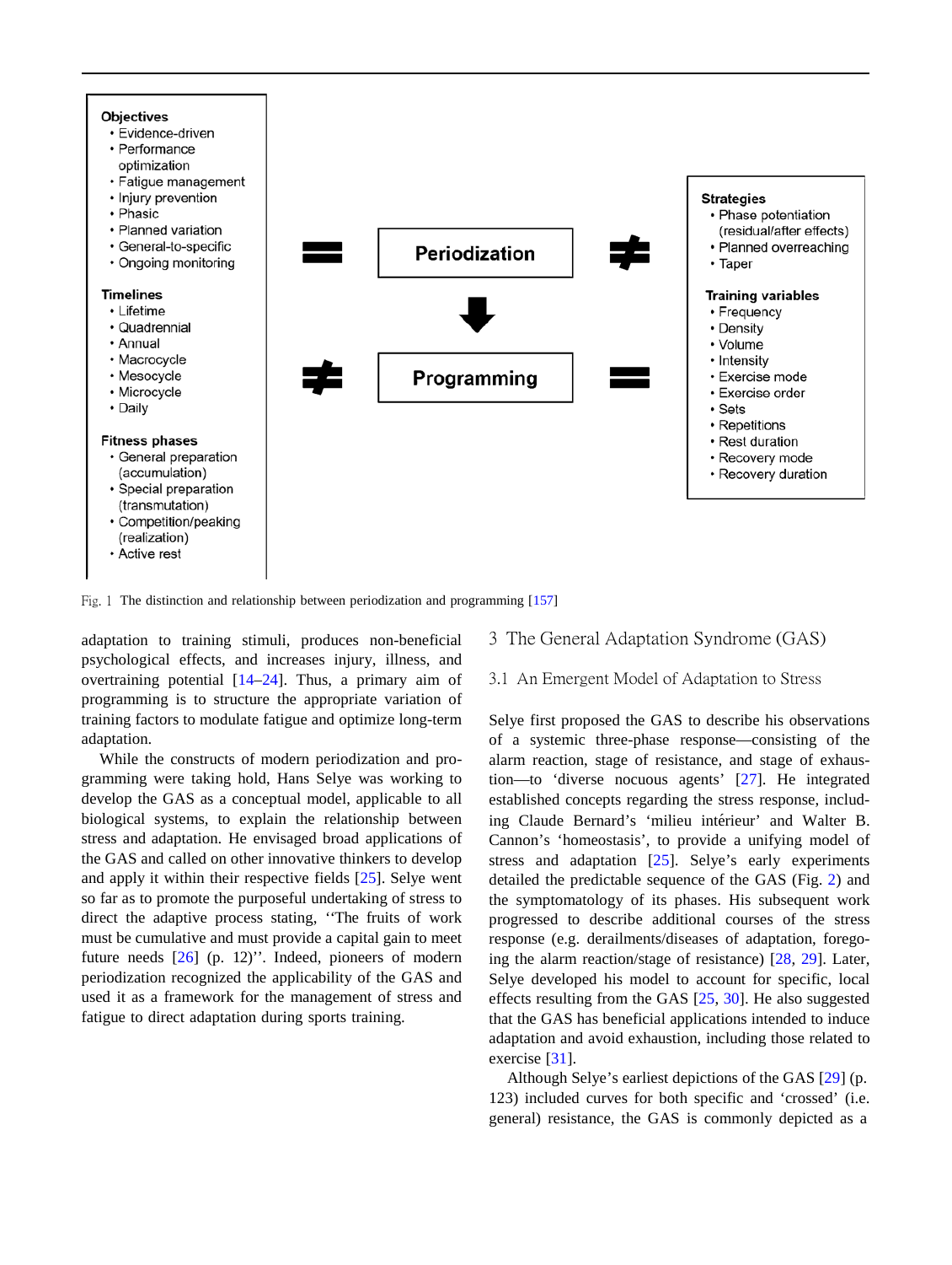**Objectives**
- Evidence-driven
- Performance optimization
- Fatigue management
- Injury prevention
- Phasic
- Planned variation
- General-to-specific
- Ongoing monitoring

**Timelines**
- Lifetime
- Quadrennial
- Annual
- Macrocycle
- Mesocycle
- Microcycle
- Daily

**Fitness phases**
- General preparation (accumulation)
- Special preparation (transmutation)
- Competition/peaking (realization)
- Active rest

= **Periodization** ≠

↓

≠ **Programming** =

**Strategies**
- Phase potentiation (residual/after effects)
- Planned overreaching
- Taper

**Training variables**
- Frequency
- Density
- Volume
- Intensity
- Exercise mode
- Exercise order
- Sets
- Repetitions
- Rest duration
- Recovery mode
- Recovery duration

Fig. 1 The distinction and relationship between periodization and programming [157]

adaptation to training stimuli, produces non-beneficial psychological effects, and increases injury, illness, and overtraining potential [14–24]. Thus, a primary aim of programming is to structure the appropriate variation of training factors to modulate fatigue and optimize long-term adaptation.

While the constructs of modern periodization and programming were taking hold, Hans Selye was working to develop the GAS as a conceptual model, applicable to all biological systems, to explain the relationship between stress and adaptation. He envisaged broad applications of the GAS and called on other innovative thinkers to develop and apply it within their respective fields [25]. Selye went so far as to promote the purposeful undertaking of stress to direct the adaptive process stating, ''The fruits of work must be cumulative and must provide a capital gain to meet future needs [26] (p. 12)''. Indeed, pioneers of modern periodization recognized the applicability of the GAS and used it as a framework for the management of stress and fatigue to direct adaptation during sports training.

## 3 The General Adaptation Syndrome (GAS)

### 3.1 An Emergent Model of Adaptation to Stress

Selye first proposed the GAS to describe his observations of a systemic three-phase response—consisting of the alarm reaction, stage of resistance, and stage of exhaustion—to 'diverse nocuous agents' [27]. He integrated established concepts regarding the stress response, including Claude Bernard's 'milieu intérieur' and Walter B. Cannon's 'homeostasis', to provide a unifying model of stress and adaptation [25]. Selye's early experiments detailed the predictable sequence of the GAS (Fig. 2) and the symptomatology of its phases. His subsequent work progressed to describe additional courses of the stress response (e.g. derailments/diseases of adaptation, foregoing the alarm reaction/stage of resistance) [28, 29]. Later, Selye developed his model to account for specific, local effects resulting from the GAS [25, 30]. He also suggested that the GAS has beneficial applications intended to induce adaptation and avoid exhaustion, including those related to exercise [31].

Although Selye's earliest depictions of the GAS [29] (p. 123) included curves for both specific and 'crossed' (i.e. general) resistance, the GAS is commonly depicted as a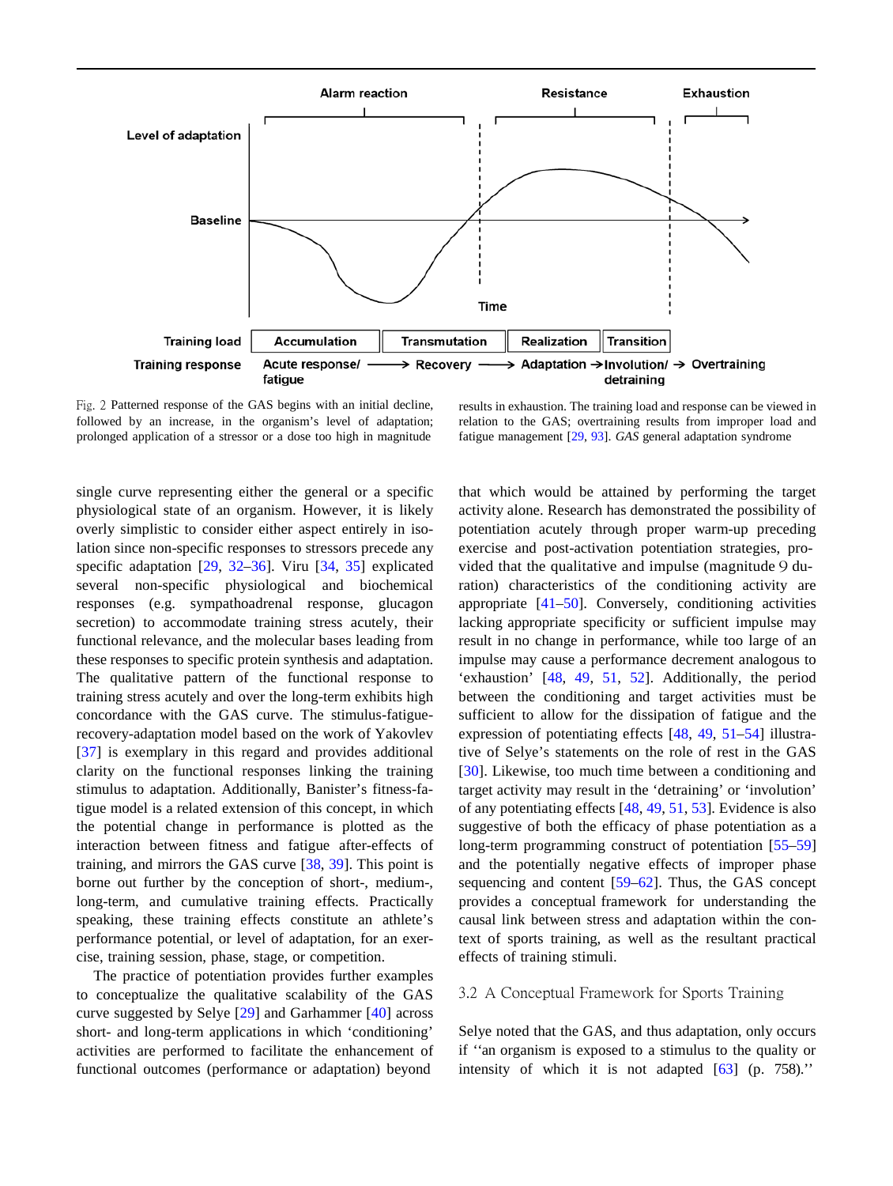Fig. 2 Patterned response of the GAS begins with an initial decline, followed by an increase, in the organism's level of adaptation; prolonged application of a stressor or a dose too high in magnitude results in exhaustion. The training load and response can be viewed in relation to the GAS; overtraining results from improper load and fatigue management [29, 93]. *GAS* general adaptation syndrome

single curve representing either the general or a specific physiological state of an organism. However, it is likely overly simplistic to consider either aspect entirely in isolation since non-specific responses to stressors precede any specific adaptation [29, 32–36]. Viru [34, 35] explicated several non-specific physiological and biochemical responses (e.g. sympathoadrenal response, glucagon secretion) to accommodate training stress acutely, their functional relevance, and the molecular bases leading from these responses to specific protein synthesis and adaptation. The qualitative pattern of the functional response to training stress acutely and over the long-term exhibits high concordance with the GAS curve. The stimulus-fatigue-recovery-adaptation model based on the work of Yakovlev [37] is exemplary in this regard and provides additional clarity on the functional responses linking the training stimulus to adaptation. Additionally, Banister's fitness-fatigue model is a related extension of this concept, in which the potential change in performance is plotted as the interaction between fitness and fatigue after-effects of training, and mirrors the GAS curve [38, 39]. This point is borne out further by the conception of short-, medium-, long-term, and cumulative training effects. Practically speaking, these training effects constitute an athlete's performance potential, or level of adaptation, for an exercise, training session, phase, stage, or competition.

The practice of potentiation provides further examples to conceptualize the qualitative scalability of the GAS curve suggested by Selye [29] and Garhammer [40] across short- and long-term applications in which 'conditioning' activities are performed to facilitate the enhancement of functional outcomes (performance or adaptation) beyond that which would be attained by performing the target activity alone. Research has demonstrated the possibility of potentiation acutely through proper warm-up preceding exercise and post-activation potentiation strategies, provided that the qualitative and impulse (magnitude $\times$ duration) characteristics of the conditioning activity are appropriate [41–50]. Conversely, conditioning activities lacking appropriate specificity or sufficient impulse may result in no change in performance, while too large of an impulse may cause a performance decrement analogous to 'exhaustion' [48, 49, 51, 52]. Additionally, the period between the conditioning and target activities must be sufficient to allow for the dissipation of fatigue and the expression of potentiating effects [48, 49, 51–54] illustrative of Selye's statements on the role of rest in the GAS [30]. Likewise, too much time between a conditioning and target activity may result in the 'detraining' or 'involution' of any potentiating effects [48, 49, 51, 53]. Evidence is also suggestive of both the efficacy of phase potentiation as a long-term programming construct of potentiation [55–59] and the potentially negative effects of improper phase sequencing and content [59–62]. Thus, the GAS concept provides a conceptual framework for understanding the causal link between stress and adaptation within the context of sports training, as well as the resultant practical effects of training stimuli.

### 3.2 A Conceptual Framework for Sports Training

Selye noted that the GAS, and thus adaptation, only occurs if ''an organism is exposed to a stimulus to the quality or intensity of which it is not adapted [63] (p. 758).''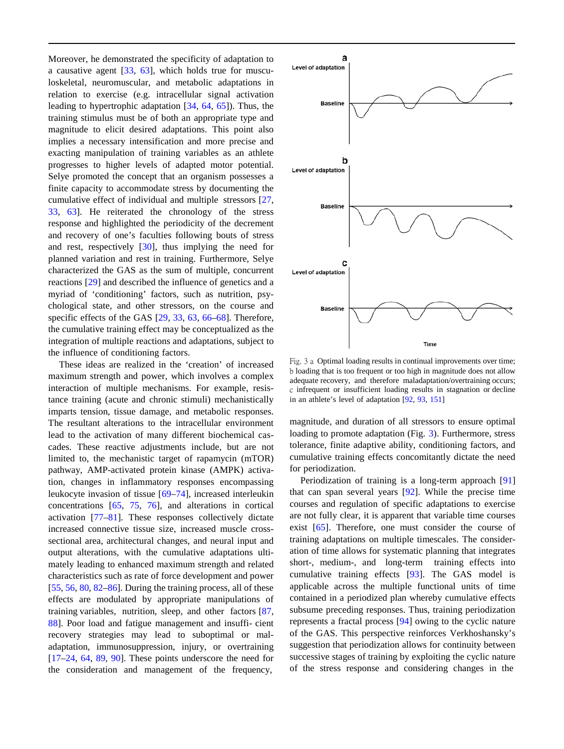Moreover, he demonstrated the specificity of adaptation to a causative agent [33, 63], which holds true for musculoskeletal, neuromuscular, and metabolic adaptations in relation to exercise (e.g. intracellular signal activation leading to hypertrophic adaptation [34, 64, 65]). Thus, the training stimulus must be of both an appropriate type and magnitude to elicit desired adaptations. This point also implies a necessary intensification and more precise and exacting manipulation of training variables as an athlete progresses to higher levels of adapted motor potential. Selye promoted the concept that an organism possesses a finite capacity to accommodate stress by documenting the cumulative effect of individual and multiple stressors [27, 33, 63]. He reiterated the chronology of the stress response and highlighted the periodicity of the decrement and recovery of one's faculties following bouts of stress and rest, respectively [30], thus implying the need for planned variation and rest in training. Furthermore, Selye characterized the GAS as the sum of multiple, concurrent reactions [29] and described the influence of genetics and a myriad of 'conditioning' factors, such as nutrition, psychological state, and other stressors, on the course and specific effects of the GAS [29, 33, 63, 66–68]. Therefore, the cumulative training effect may be conceptualized as the integration of multiple reactions and adaptations, subject to the influence of conditioning factors.

These ideas are realized in the 'creation' of increased maximum strength and power, which involves a complex interaction of multiple mechanisms. For example, resistance training (acute and chronic stimuli) mechanistically imparts tension, tissue damage, and metabolic responses. The resultant alterations to the intracellular environment lead to the activation of many different biochemical cascades. These reactive adjustments include, but are not limited to, the mechanistic target of rapamycin (mTOR) pathway, AMP-activated protein kinase (AMPK) activation, changes in inflammatory responses encompassing leukocyte invasion of tissue [69–74], increased interleukin concentrations [65, 75, 76], and alterations in cortical activation [77–81]. These responses collectively dictate increased connective tissue size, increased muscle cross-sectional area, architectural changes, and neural input and output alterations, with the cumulative adaptations ultimately leading to enhanced maximum strength and related characteristics such as rate of force development and power [55, 56, 80, 82–86]. During the training process, all of these effects are modulated by appropriate manipulations of training variables, nutrition, sleep, and other factors [87, 88]. Poor load and fatigue management and insufficient recovery strategies may lead to suboptimal or maladaptation, immunosuppression, injury, or overtraining [17–24, 64, 89, 90]. These points underscore the need for the consideration and management of the frequency, magnitude, and duration of all stressors to ensure optimal loading to promote adaptation (Fig. 3). Furthermore, stress tolerance, finite adaptive ability, conditioning factors, and cumulative training effects concomitantly dictate the need for periodization.

Fig. 3 a Optimal loading results in continual improvements over time; b loading that is too frequent or too high in magnitude does not allow adequate recovery, and therefore maladaptation/overtraining occurs; c infrequent or insufficient loading results in stagnation or decline in an athlete's level of adaptation [92, 93, 151]

Periodization of training is a long-term approach [91] that can span several years [92]. While the precise time courses and regulation of specific adaptations to exercise are not fully clear, it is apparent that variable time courses exist [65]. Therefore, one must consider the course of training adaptations on multiple timescales. The consideration of time allows for systematic planning that integrates short-, medium-, and long-term training effects into cumulative training effects [93]. The GAS model is applicable across the multiple functional units of time contained in a periodized plan whereby cumulative effects subsume preceding responses. Thus, training periodization represents a fractal process [94] owing to the cyclic nature of the GAS. This perspective reinforces Verkhoshansky's suggestion that periodization allows for continuity between successive stages of training by exploiting the cyclic nature of the stress response and considering changes in the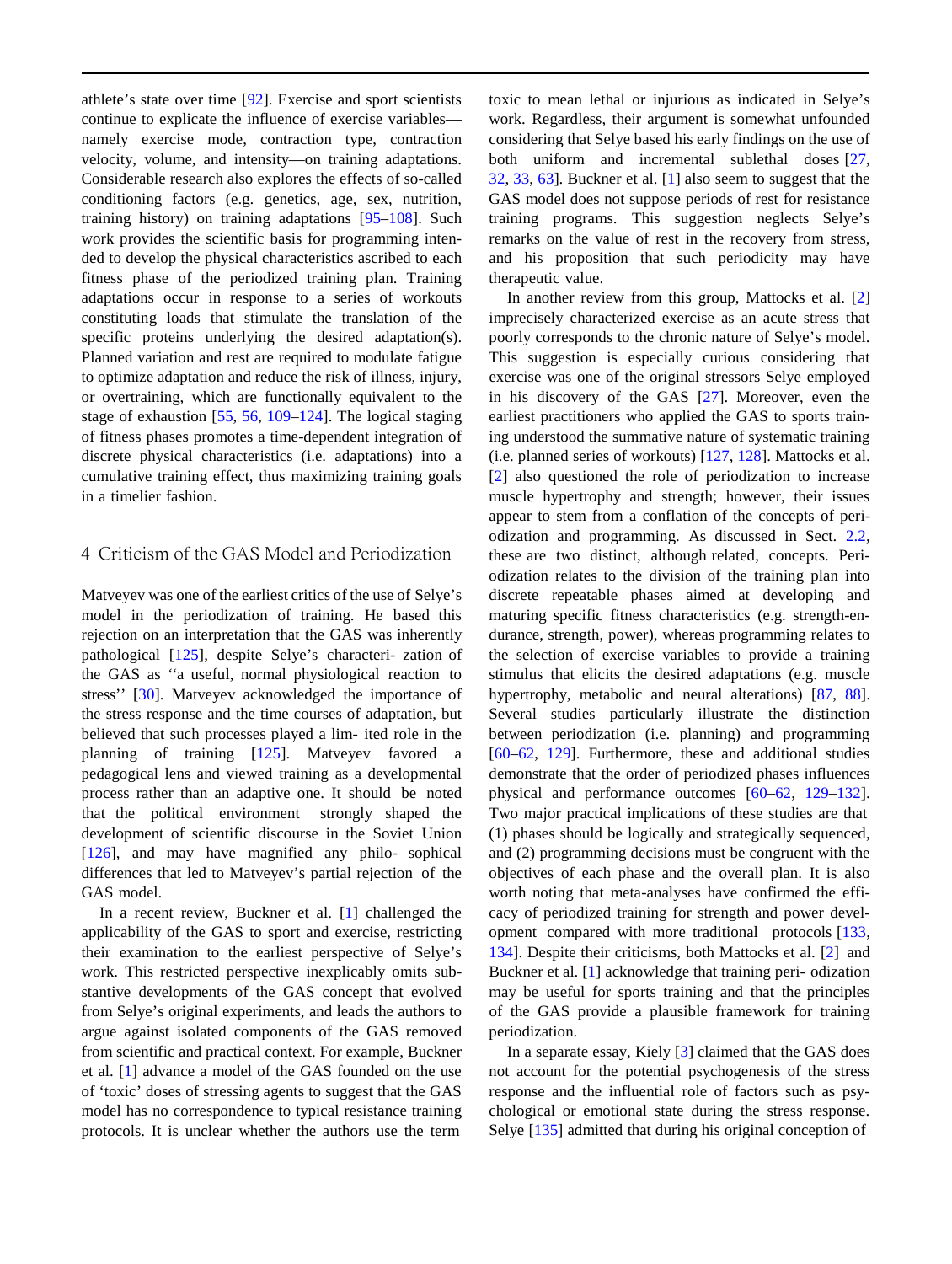athlete's state over time [92]. Exercise and sport scientists continue to explicate the influence of exercise variables—namely exercise mode, contraction type, contraction velocity, volume, and intensity—on training adaptations. Considerable research also explores the effects of so-called conditioning factors (e.g. genetics, age, sex, nutrition, training history) on training adaptations [95–108]. Such work provides the scientific basis for programming intended to develop the physical characteristics ascribed to each fitness phase of the periodized training plan. Training adaptations occur in response to a series of workouts constituting loads that stimulate the translation of the specific proteins underlying the desired adaptation(s). Planned variation and rest are required to modulate fatigue to optimize adaptation and reduce the risk of illness, injury, or overtraining, which are functionally equivalent to the stage of exhaustion [55, 56, 109–124]. The logical staging of fitness phases promotes a time-dependent integration of discrete physical characteristics (i.e. adaptations) into a cumulative training effect, thus maximizing training goals in a timelier fashion.

## 4 Criticism of the GAS Model and Periodization

Matveyev was one of the earliest critics of the use of Selye's model in the periodization of training. He based this rejection on an interpretation that the GAS was inherently pathological [125], despite Selye's characterization of the GAS as ''a useful, normal physiological reaction to stress'' [30]. Matveyev acknowledged the importance of the stress response and the time courses of adaptation, but believed that such processes played a limited role in the planning of training [125]. Matveyev favored a pedagogical lens and viewed training as a developmental process rather than an adaptive one. It should be noted that the political environment strongly shaped the development of scientific discourse in the Soviet Union [126], and may have magnified any philosophical differences that led to Matveyev's partial rejection of the GAS model.

In a recent review, Buckner et al. [1] challenged the applicability of the GAS to sport and exercise, restricting their examination to the earliest perspective of Selye's work. This restricted perspective inexplicably omits substantive developments of the GAS concept that evolved from Selye's original experiments, and leads the authors to argue against isolated components of the GAS removed from scientific and practical context. For example, Buckner et al. [1] advance a model of the GAS founded on the use of 'toxic' doses of stressing agents to suggest that the GAS model has no correspondence to typical resistance training protocols. It is unclear whether the authors use the term toxic to mean lethal or injurious as indicated in Selye's work. Regardless, their argument is somewhat unfounded considering that Selye based his early findings on the use of both uniform and incremental sublethal doses [27, 32, 33, 63]. Buckner et al. [1] also seem to suggest that the GAS model does not suppose periods of rest for resistance training programs. This suggestion neglects Selye's remarks on the value of rest in the recovery from stress, and his proposition that such periodicity may have therapeutic value.

In another review from this group, Mattocks et al. [2] imprecisely characterized exercise as an acute stress that poorly corresponds to the chronic nature of Selye's model. This suggestion is especially curious considering that exercise was one of the original stressors Selye employed in his discovery of the GAS [27]. Moreover, even the earliest practitioners who applied the GAS to sports training understood the summative nature of systematic training (i.e. planned series of workouts) [127, 128]. Mattocks et al. [2] also questioned the role of periodization to increase muscle hypertrophy and strength; however, their issues appear to stem from a conflation of the concepts of periodization and programming. As discussed in Sect. 2.2, these are two distinct, although related, concepts. Periodization relates to the division of the training plan into discrete repeatable phases aimed at developing and maturing specific fitness characteristics (e.g. strength-endurance, strength, power), whereas programming relates to the selection of exercise variables to provide a training stimulus that elicits the desired adaptations (e.g. muscle hypertrophy, metabolic and neural alterations) [87, 88]. Several studies particularly illustrate the distinction between periodization (i.e. planning) and programming [60–62, 129]. Furthermore, these and additional studies demonstrate that the order of periodized phases influences physical and performance outcomes [60–62, 129–132]. Two major practical implications of these studies are that (1) phases should be logically and strategically sequenced, and (2) programming decisions must be congruent with the objectives of each phase and the overall plan. It is also worth noting that meta-analyses have confirmed the efficacy of periodized training for strength and power development compared with more traditional protocols [133, 134]. Despite their criticisms, both Mattocks et al. [2] and Buckner et al. [1] acknowledge that training periodization may be useful for sports training and that the principles of the GAS provide a plausible framework for training periodization.

In a separate essay, Kiely [3] claimed that the GAS does not account for the potential psychogenesis of the stress response and the influential role of factors such as psychological or emotional state during the stress response. Selye [135] admitted that during his original conception of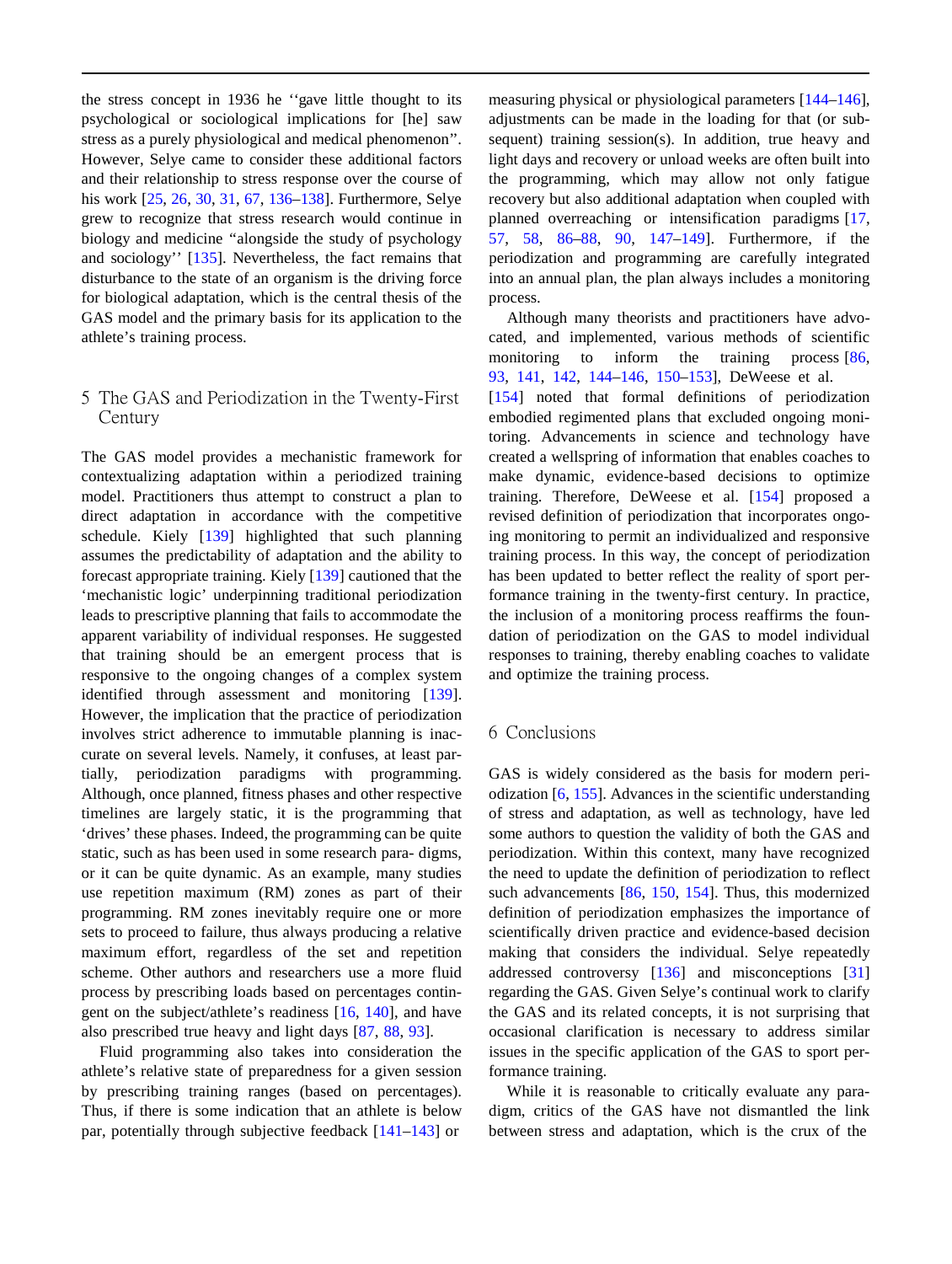the stress concept in 1936 he ‘‘gave little thought to its psychological or sociological implications for [he] saw stress as a purely physiological and medical phenomenon’’. However, Selye came to consider these additional factors and their relationship to stress response over the course of his work [25, 26, 30, 31, 67, 136–138]. Furthermore, Selye grew to recognize that stress research would continue in biology and medicine “alongside the study of psychology and sociology’’ [135]. Nevertheless, the fact remains that disturbance to the state of an organism is the driving force for biological adaptation, which is the central thesis of the GAS model and the primary basis for its application to the athlete’s training process.

## 5 The GAS and Periodization in the Twenty-First Century

The GAS model provides a mechanistic framework for contextualizing adaptation within a periodized training model. Practitioners thus attempt to construct a plan to direct adaptation in accordance with the competitive schedule. Kiely [139] highlighted that such planning assumes the predictability of adaptation and the ability to forecast appropriate training. Kiely [139] cautioned that the ‘mechanistic logic’ underpinning traditional periodization leads to prescriptive planning that fails to accommodate the apparent variability of individual responses. He suggested that training should be an emergent process that is responsive to the ongoing changes of a complex system identified through assessment and monitoring [139]. However, the implication that the practice of periodization involves strict adherence to immutable planning is inaccurate on several levels. Namely, it confuses, at least partially, periodization paradigms with programming. Although, once planned, fitness phases and other respective timelines are largely static, it is the programming that ‘drives’ these phases. Indeed, the programming can be quite static, such as has been used in some research para- digms, or it can be quite dynamic. As an example, many studies use repetition maximum (RM) zones as part of their programming. RM zones inevitably require one or more sets to proceed to failure, thus always producing a relative maximum effort, regardless of the set and repetition scheme. Other authors and researchers use a more fluid process by prescribing loads based on percentages contingent on the subject/athlete’s readiness [16, 140], and have also prescribed true heavy and light days [87, 88, 93].

Fluid programming also takes into consideration the athlete’s relative state of preparedness for a given session by prescribing training ranges (based on percentages). Thus, if there is some indication that an athlete is below par, potentially through subjective feedback [141–143] or measuring physical or physiological parameters [144–146], adjustments can be made in the loading for that (or subsequent) training session(s). In addition, true heavy and light days and recovery or unload weeks are often built into the programming, which may allow not only fatigue recovery but also additional adaptation when coupled with planned overreaching or intensification paradigms [17, 57, 58, 86–88, 90, 147–149]. Furthermore, if the periodization and programming are carefully integrated into an annual plan, the plan always includes a monitoring process.

Although many theorists and practitioners have advocated, and implemented, various methods of scientific monitoring to inform the training process [86, 93, 141, 142, 144–146, 150–153], DeWeese et al. [154] noted that formal definitions of periodization embodied regimented plans that excluded ongoing monitoring. Advancements in science and technology have created a wellspring of information that enables coaches to make dynamic, evidence-based decisions to optimize training. Therefore, DeWeese et al. [154] proposed a revised definition of periodization that incorporates ongoing monitoring to permit an individualized and responsive training process. In this way, the concept of periodization has been updated to better reflect the reality of sport performance training in the twenty-first century. In practice, the inclusion of a monitoring process reaffirms the foundation of periodization on the GAS to model individual responses to training, thereby enabling coaches to validate and optimize the training process.

## 6 Conclusions

GAS is widely considered as the basis for modern periodization [6, 155]. Advances in the scientific understanding of stress and adaptation, as well as technology, have led some authors to question the validity of both the GAS and periodization. Within this context, many have recognized the need to update the definition of periodization to reflect such advancements [86, 150, 154]. Thus, this modernized definition of periodization emphasizes the importance of scientifically driven practice and evidence-based decision making that considers the individual. Selye repeatedly addressed controversy [136] and misconceptions [31] regarding the GAS. Given Selye’s continual work to clarify the GAS and its related concepts, it is not surprising that occasional clarification is necessary to address similar issues in the specific application of the GAS to sport performance training.

While it is reasonable to critically evaluate any paradigm, critics of the GAS have not dismantled the link between stress and adaptation, which is the crux of the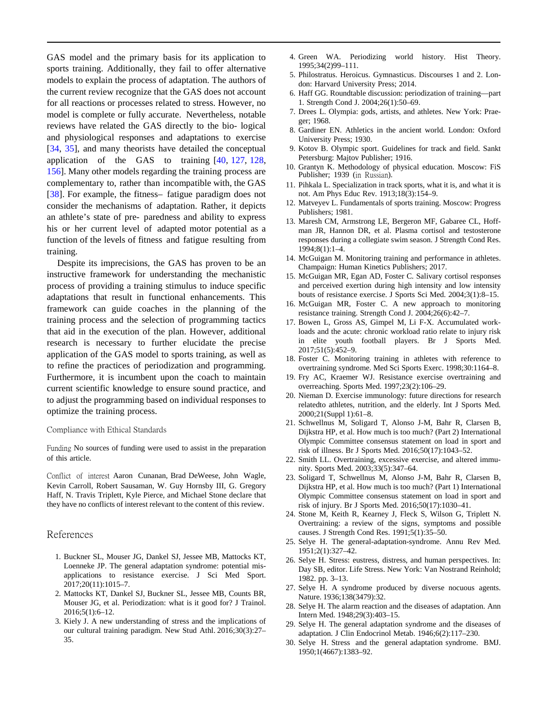GAS model and the primary basis for its application to sports training. Additionally, they fail to offer alternative models to explain the process of adaptation. The authors of the current review recognize that the GAS does not account for all reactions or processes related to stress. However, no model is complete or fully accurate. Nevertheless, notable reviews have related the GAS directly to the bio- logical and physiological responses and adaptations to exercise [34, 35], and many theorists have detailed the conceptual application of the GAS to training [40, 127, 128, 156]. Many other models regarding the training process are complementary to, rather than incompatible with, the GAS [38]. For example, the fitness– fatigue paradigm does not consider the mechanisms of adaptation. Rather, it depicts an athlete's state of pre- paredness and ability to express his or her current level of adapted motor potential as a function of the levels of fitness and fatigue resulting from training.

Despite its imprecisions, the GAS has proven to be an instructive framework for understanding the mechanistic process of providing a training stimulus to induce specific adaptations that result in functional enhancements. This framework can guide coaches in the planning of the training process and the selection of programming tactics that aid in the execution of the plan. However, additional research is necessary to further elucidate the precise application of the GAS model to sports training, as well as to refine the practices of periodization and programming. Furthermore, it is incumbent upon the coach to maintain current scientific knowledge to ensure sound practice, and to adjust the programming based on individual responses to optimize the training process.

Compliance with Ethical Standards

Funding No sources of funding were used to assist in the preparation of this article.

Conflict of interest Aaron Cunanan, Brad DeWeese, John Wagle, Kevin Carroll, Robert Sausaman, W. Guy Hornsby III, G. Gregory Haff, N. Travis Triplett, Kyle Pierce, and Michael Stone declare that they have no conflicts of interest relevant to the content of this review.

## References

1. Buckner SL, Mouser JG, Dankel SJ, Jessee MB, Mattocks KT, Loenneke JP. The general adaptation syndrome: potential misapplications to resistance exercise. J Sci Med Sport. 2017;20(11):1015–7.
2. Mattocks KT, Dankel SJ, Buckner SL, Jessee MB, Counts BR, Mouser JG, et al. Periodization: what is it good for? J Trainol. 2016;5(1):6–12.
3. Kiely J. A new understanding of stress and the implications of our cultural training paradigm. New Stud Athl. 2016;30(3):27–35.
4. Green WA. Periodizing world history. Hist Theory. 1995;34(2)99–111.
5. Philostratus. Heroicus. Gymnasticus. Discourses 1 and 2. London: Harvard University Press; 2014.
6. Haff GG. Roundtable discussion: periodization of training—part 1. Strength Cond J. 2004;26(1):50–69.
7. Drees L. Olympia: gods, artists, and athletes. New York: Praeger; 1968.
8. Gardiner EN. Athletics in the ancient world. London: Oxford University Press; 1930.
9. Kotov B. Olympic sport. Guidelines for track and field. Sankt Petersburg: Majtov Publisher; 1916.
10. Grantyn K. Methodology of physical education. Moscow: FiS Publisher; 1939 (in Russian).
11. Pihkala L. Specialization in track sports, what it is, and what it is not. Am Phys Educ Rev. 1913;18(3):154–9.
12. Matveyev L. Fundamentals of sports training. Moscow: Progress Publishers; 1981.
13. Maresh CM, Armstrong LE, Bergeron MF, Gabaree CL, Hoffman JR, Hannon DR, et al. Plasma cortisol and testosterone responses during a collegiate swim season. J Strength Cond Res. 1994;8(1):1–4.
14. McGuigan M. Monitoring training and performance in athletes. Champaign: Human Kinetics Publishers; 2017.
15. McGuigan MR, Egan AD, Foster C. Salivary cortisol responses and perceived exertion during high intensity and low intensity bouts of resistance exercise. J Sports Sci Med. 2004;3(1):8–15.
16. McGuigan MR, Foster C. A new approach to monitoring resistance training. Strength Cond J. 2004;26(6):42–7.
17. Bowen L, Gross AS, Gimpel M, Li F-X. Accumulated workloads and the acute: chronic workload ratio relate to injury risk in elite youth football players. Br J Sports Med. 2017;51(5):452–9.
18. Foster C. Monitoring training in athletes with reference to overtraining syndrome. Med Sci Sports Exerc. 1998;30:1164–8.
19. Fry AC, Kraemer WJ. Resistance exercise overtraining and overreaching. Sports Med. 1997;23(2):106–29.
20. Nieman D. Exercise immunology: future directions for research relatedto athletes, nutrition, and the elderly. Int J Sports Med. 2000;21(Suppl 1):61–8.
21. Schwellnus M, Soligard T, Alonso J-M, Bahr R, Clarsen B, Dijkstra HP, et al. How much is too much? (Part 2) International Olympic Committee consensus statement on load in sport and risk of illness. Br J Sports Med. 2016;50(17):1043–52.
22. Smith LL. Overtraining, excessive exercise, and altered immunity. Sports Med. 2003;33(5):347–64.
23. Soligard T, Schwellnus M, Alonso J-M, Bahr R, Clarsen B, Dijkstra HP, et al. How much is too much? (Part 1) International Olympic Committee consensus statement on load in sport and risk of injury. Br J Sports Med. 2016;50(17):1030–41.
24. Stone M, Keith R, Kearney J, Fleck S, Wilson G, Triplett N. Overtraining: a review of the signs, symptoms and possible causes. J Strength Cond Res. 1991;5(1):35–50.
25. Selye H. The general-adaptation-syndrome. Annu Rev Med. 1951;2(1):327–42.
26. Selye H. Stress: eustress, distress, and human perspectives. In: Day SB, editor. Life Stress. New York: Van Nostrand Reinhold; 1982. pp. 3–13.
27. Selye H. A syndrome produced by diverse nocuous agents. Nature. 1936;138(3479):32.
28. Selye H. The alarm reaction and the diseases of adaptation. Ann Intern Med. 1948;29(3):403–15.
29. Selye H. The general adaptation syndrome and the diseases of adaptation. J Clin Endocrinol Metab. 1946;6(2):117–230.
30. Selye H. Stress and the general adaptation syndrome. BMJ. 1950;1(4667):1383–92.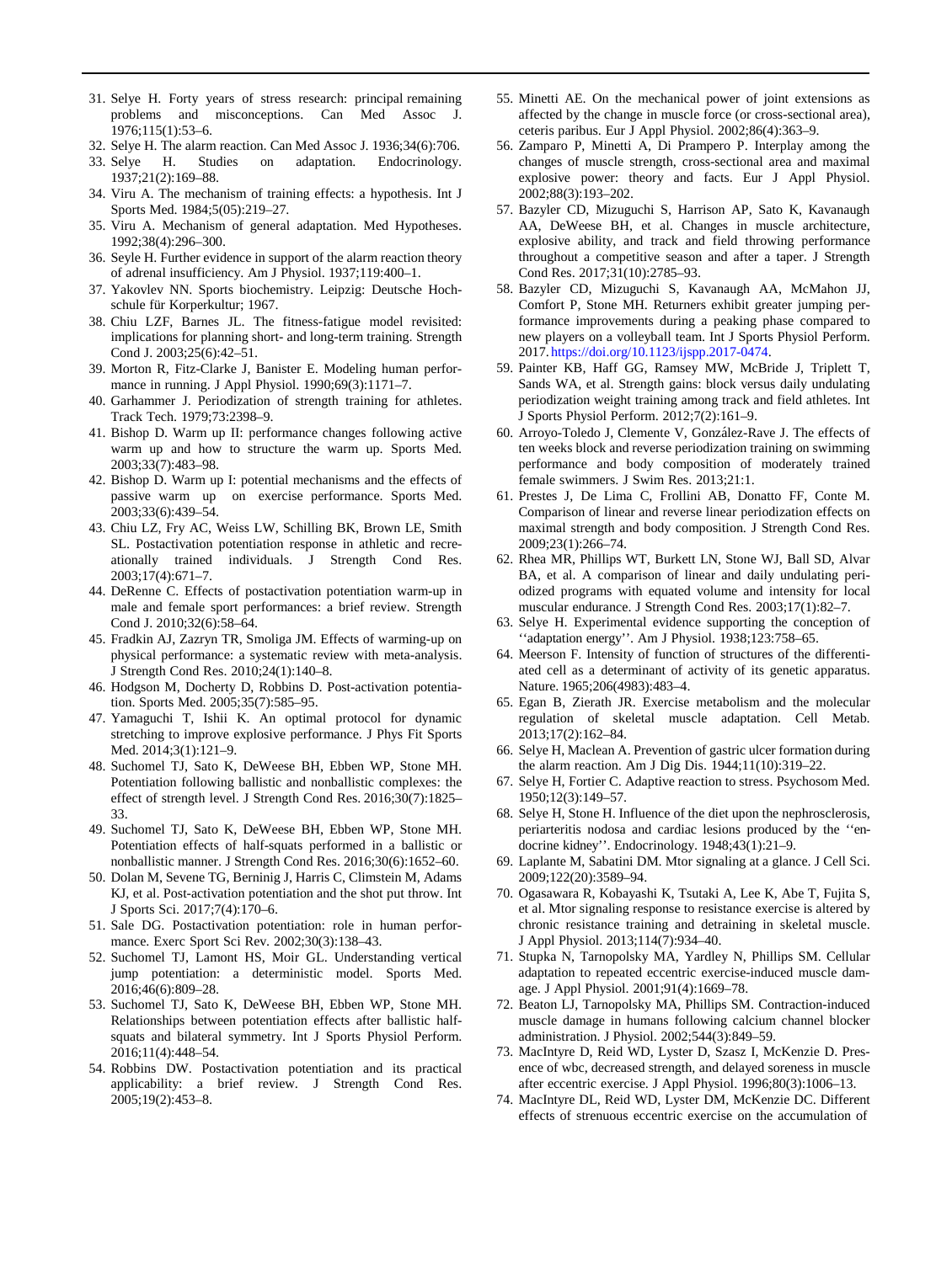31. Selye H. Forty years of stress research: principal remaining problems and misconceptions. Can Med Assoc J. 1976;115(1):53–6.
32. Selye H. The alarm reaction. Can Med Assoc J. 1936;34(6):706.
33. Selye H. Studies on adaptation. Endocrinology. 1937;21(2):169–88.
34. Viru A. The mechanism of training effects: a hypothesis. Int J Sports Med. 1984;5(05):219–27.
35. Viru A. Mechanism of general adaptation. Med Hypotheses. 1992;38(4):296–300.
36. Seyle H. Further evidence in support of the alarm reaction theory of adrenal insufficiency. Am J Physiol. 1937;119:400–1.
37. Yakovlev NN. Sports biochemistry. Leipzig: Deutsche Hochschule für Korperkultur; 1967.
38. Chiu LZF, Barnes JL. The fitness-fatigue model revisited: implications for planning short- and long-term training. Strength Cond J. 2003;25(6):42–51.
39. Morton R, Fitz-Clarke J, Banister E. Modeling human performance in running. J Appl Physiol. 1990;69(3):1171–7.
40. Garhammer J. Periodization of strength training for athletes. Track Tech. 1979;73:2398–9.
41. Bishop D. Warm up II: performance changes following active warm up and how to structure the warm up. Sports Med. 2003;33(7):483–98.
42. Bishop D. Warm up I: potential mechanisms and the effects of passive warm up on exercise performance. Sports Med. 2003;33(6):439–54.
43. Chiu LZ, Fry AC, Weiss LW, Schilling BK, Brown LE, Smith SL. Postactivation potentiation response in athletic and recreationally trained individuals. J Strength Cond Res. 2003;17(4):671–7.
44. DeRenne C. Effects of postactivation potentiation warm-up in male and female sport performances: a brief review. Strength Cond J. 2010;32(6):58–64.
45. Fradkin AJ, Zazryn TR, Smoliga JM. Effects of warming-up on physical performance: a systematic review with meta-analysis. J Strength Cond Res. 2010;24(1):140–8.
46. Hodgson M, Docherty D, Robbins D. Post-activation potentiation. Sports Med. 2005;35(7):585–95.
47. Yamaguchi T, Ishii K. An optimal protocol for dynamic stretching to improve explosive performance. J Phys Fit Sports Med. 2014;3(1):121–9.
48. Suchomel TJ, Sato K, DeWeese BH, Ebben WP, Stone MH. Potentiation following ballistic and nonballistic complexes: the effect of strength level. J Strength Cond Res. 2016;30(7):1825–33.
49. Suchomel TJ, Sato K, DeWeese BH, Ebben WP, Stone MH. Potentiation effects of half-squats performed in a ballistic or nonballistic manner. J Strength Cond Res. 2016;30(6):1652–60.
50. Dolan M, Sevene TG, Berninig J, Harris C, Climstein M, Adams KJ, et al. Post-activation potentiation and the shot put throw. Int J Sports Sci. 2017;7(4):170–6.
51. Sale DG. Postactivation potentiation: role in human performance. Exerc Sport Sci Rev. 2002;30(3):138–43.
52. Suchomel TJ, Lamont HS, Moir GL. Understanding vertical jump potentiation: a deterministic model. Sports Med. 2016;46(6):809–28.
53. Suchomel TJ, Sato K, DeWeese BH, Ebben WP, Stone MH. Relationships between potentiation effects after ballistic half-squats and bilateral symmetry. Int J Sports Physiol Perform. 2016;11(4):448–54.
54. Robbins DW. Postactivation potentiation and its practical applicability: a brief review. J Strength Cond Res. 2005;19(2):453–8.
55. Minetti AE. On the mechanical power of joint extensions as affected by the change in muscle force (or cross-sectional area), ceteris paribus. Eur J Appl Physiol. 2002;86(4):363–9.
56. Zamparo P, Minetti A, Di Prampero P. Interplay among the changes of muscle strength, cross-sectional area and maximal explosive power: theory and facts. Eur J Appl Physiol. 2002;88(3):193–202.
57. Bazyler CD, Mizuguchi S, Harrison AP, Sato K, Kavanaugh AA, DeWeese BH, et al. Changes in muscle architecture, explosive ability, and track and field throwing performance throughout a competitive season and after a taper. J Strength Cond Res. 2017;31(10):2785–93.
58. Bazyler CD, Mizuguchi S, Kavanaugh AA, McMahon JJ, Comfort P, Stone MH. Returners exhibit greater jumping performance improvements during a peaking phase compared to new players on a volleyball team. Int J Sports Physiol Perform. 2017. https://doi.org/10.1123/ijspp.2017-0474.
59. Painter KB, Haff GG, Ramsey MW, McBride J, Triplett T, Sands WA, et al. Strength gains: block versus daily undulating periodization weight training among track and field athletes. Int J Sports Physiol Perform. 2012;7(2):161–9.
60. Arroyo-Toledo J, Clemente V, González-Rave J. The effects of ten weeks block and reverse periodization training on swimming performance and body composition of moderately trained female swimmers. J Swim Res. 2013;21:1.
61. Prestes J, De Lima C, Frollini AB, Donatto FF, Conte M. Comparison of linear and reverse linear periodization effects on maximal strength and body composition. J Strength Cond Res. 2009;23(1):266–74.
62. Rhea MR, Phillips WT, Burkett LN, Stone WJ, Ball SD, Alvar BA, et al. A comparison of linear and daily undulating periodized programs with equated volume and intensity for local muscular endurance. J Strength Cond Res. 2003;17(1):82–7.
63. Selye H. Experimental evidence supporting the conception of ''adaptation energy''. Am J Physiol. 1938;123:758–65.
64. Meerson F. Intensity of function of structures of the differentiated cell as a determinant of activity of its genetic apparatus. Nature. 1965;206(4983):483–4.
65. Egan B, Zierath JR. Exercise metabolism and the molecular regulation of skeletal muscle adaptation. Cell Metab. 2013;17(2):162–84.
66. Selye H, Maclean A. Prevention of gastric ulcer formation during the alarm reaction. Am J Dig Dis. 1944;11(10):319–22.
67. Selye H, Fortier C. Adaptive reaction to stress. Psychosom Med. 1950;12(3):149–57.
68. Selye H, Stone H. Influence of the diet upon the nephrosclerosis, periarteritis nodosa and cardiac lesions produced by the ''endocrine kidney''. Endocrinology. 1948;43(1):21–9.
69. Laplante M, Sabatini DM. Mtor signaling at a glance. J Cell Sci. 2009;122(20):3589–94.
70. Ogasawara R, Kobayashi K, Tsutaki A, Lee K, Abe T, Fujita S, et al. Mtor signaling response to resistance exercise is altered by chronic resistance training and detraining in skeletal muscle. J Appl Physiol. 2013;114(7):934–40.
71. Stupka N, Tarnopolsky MA, Yardley N, Phillips SM. Cellular adaptation to repeated eccentric exercise-induced muscle damage. J Appl Physiol. 2001;91(4):1669–78.
72. Beaton LJ, Tarnopolsky MA, Phillips SM. Contraction-induced muscle damage in humans following calcium channel blocker administration. J Physiol. 2002;544(3):849–59.
73. MacIntyre D, Reid WD, Lyster D, Szasz I, McKenzie D. Presence of wbc, decreased strength, and delayed soreness in muscle after eccentric exercise. J Appl Physiol. 1996;80(3):1006–13.
74. MacIntyre DL, Reid WD, Lyster DM, McKenzie DC. Different effects of strenuous eccentric exercise on the accumulation of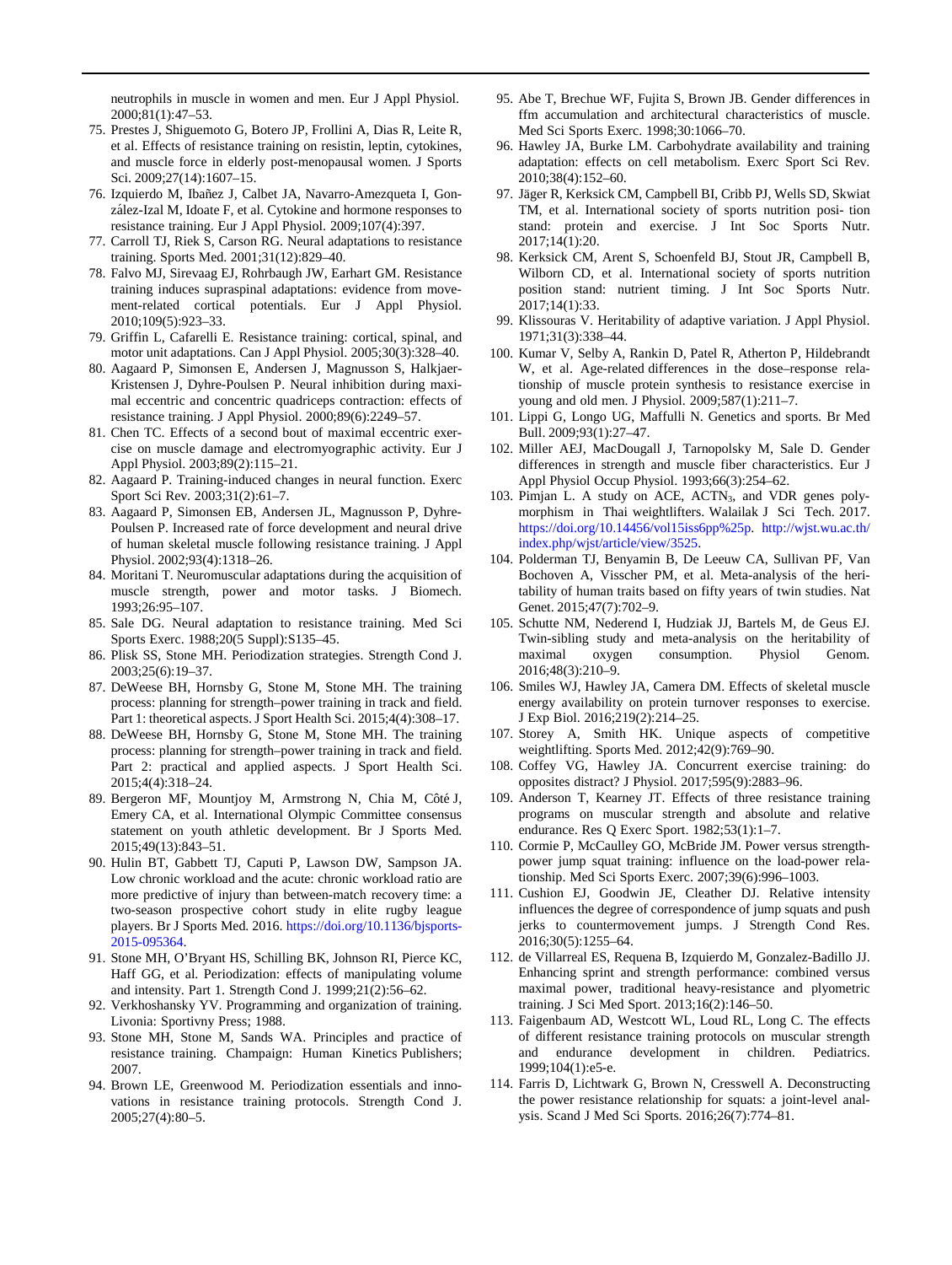neutrophils in muscle in women and men. Eur J Appl Physiol. 2000;81(1):47–53.

75. Prestes J, Shiguemoto G, Botero JP, Frollini A, Dias R, Leite R, et al. Effects of resistance training on resistin, leptin, cytokines, and muscle force in elderly post-menopausal women. J Sports Sci. 2009;27(14):1607–15.
76. Izquierdo M, Ibañez J, Calbet JA, Navarro-Amezqueta I, González-Izal M, Idoate F, et al. Cytokine and hormone responses to resistance training. Eur J Appl Physiol. 2009;107(4):397.
77. Carroll TJ, Riek S, Carson RG. Neural adaptations to resistance training. Sports Med. 2001;31(12):829–40.
78. Falvo MJ, Sirevaag EJ, Rohrbaugh JW, Earhart GM. Resistance training induces supraspinal adaptations: evidence from movement-related cortical potentials. Eur J Appl Physiol. 2010;109(5):923–33.
79. Griffin L, Cafarelli E. Resistance training: cortical, spinal, and motor unit adaptations. Can J Appl Physiol. 2005;30(3):328–40.
80. Aagaard P, Simonsen E, Andersen J, Magnusson S, Halkjaer-Kristensen J, Dyhre-Poulsen P. Neural inhibition during maximal eccentric and concentric quadriceps contraction: effects of resistance training. J Appl Physiol. 2000;89(6):2249–57.
81. Chen TC. Effects of a second bout of maximal eccentric exercise on muscle damage and electromyographic activity. Eur J Appl Physiol. 2003;89(2):115–21.
82. Aagaard P. Training-induced changes in neural function. Exerc Sport Sci Rev. 2003;31(2):61–7.
83. Aagaard P, Simonsen EB, Andersen JL, Magnusson P, Dyhre-Poulsen P. Increased rate of force development and neural drive of human skeletal muscle following resistance training. J Appl Physiol. 2002;93(4):1318–26.
84. Moritani T. Neuromuscular adaptations during the acquisition of muscle strength, power and motor tasks. J Biomech. 1993;26:95–107.
85. Sale DG. Neural adaptation to resistance training. Med Sci Sports Exerc. 1988;20(5 Suppl):S135–45.
86. Plisk SS, Stone MH. Periodization strategies. Strength Cond J. 2003;25(6):19–37.
87. DeWeese BH, Hornsby G, Stone M, Stone MH. The training process: planning for strength–power training in track and field. Part 1: theoretical aspects. J Sport Health Sci. 2015;4(4):308–17.
88. DeWeese BH, Hornsby G, Stone M, Stone MH. The training process: planning for strength–power training in track and field. Part 2: practical and applied aspects. J Sport Health Sci. 2015;4(4):318–24.
89. Bergeron MF, Mountjoy M, Armstrong N, Chia M, Côté J, Emery CA, et al. International Olympic Committee consensus statement on youth athletic development. Br J Sports Med. 2015;49(13):843–51.
90. Hulin BT, Gabbett TJ, Caputi P, Lawson DW, Sampson JA. Low chronic workload and the acute: chronic workload ratio are more predictive of injury than between-match recovery time: a two-season prospective cohort study in elite rugby league players. Br J Sports Med. 2016. https://doi.org/10.1136/bjsports-2015-095364.
91. Stone MH, O'Bryant HS, Schilling BK, Johnson RI, Pierce KC, Haff GG, et al. Periodization: effects of manipulating volume and intensity. Part 1. Strength Cond J. 1999;21(2):56–62.
92. Verkhoshansky YV. Programming and organization of training. Livonia: Sportivny Press; 1988.
93. Stone MH, Stone M, Sands WA. Principles and practice of resistance training. Champaign: Human Kinetics Publishers; 2007.
94. Brown LE, Greenwood M. Periodization essentials and innovations in resistance training protocols. Strength Cond J. 2005;27(4):80–5.
95. Abe T, Brechue WF, Fujita S, Brown JB. Gender differences in ffm accumulation and architectural characteristics of muscle. Med Sci Sports Exerc. 1998;30:1066–70.
96. Hawley JA, Burke LM. Carbohydrate availability and training adaptation: effects on cell metabolism. Exerc Sport Sci Rev. 2010;38(4):152–60.
97. Jäger R, Kerksick CM, Campbell BI, Cribb PJ, Wells SD, Skwiat TM, et al. International society of sports nutrition posi- tion stand: protein and exercise. J Int Soc Sports Nutr. 2017;14(1):20.
98. Kerksick CM, Arent S, Schoenfeld BJ, Stout JR, Campbell B, Wilborn CD, et al. International society of sports nutrition position stand: nutrient timing. J Int Soc Sports Nutr. 2017;14(1):33.
99. Klissouras V. Heritability of adaptive variation. J Appl Physiol. 1971;31(3):338–44.
100. Kumar V, Selby A, Rankin D, Patel R, Atherton P, Hildebrandt W, et al. Age-related differences in the dose–response relationship of muscle protein synthesis to resistance exercise in young and old men. J Physiol. 2009;587(1):211–7.
101. Lippi G, Longo UG, Maffulli N. Genetics and sports. Br Med Bull. 2009;93(1):27–47.
102. Miller AEJ, MacDougall J, Tarnopolsky M, Sale D. Gender differences in strength and muscle fiber characteristics. Eur J Appl Physiol Occup Physiol. 1993;66(3):254–62.
103. Pimjan L. A study on ACE, $ACTN_3$, and VDR genes polymorphism in Thai weightlifters. Walailak J Sci Tech. 2017. https://doi.org/10.14456/vol15iss6pp%25p. http://wjst.wu.ac.th/index.php/wjst/article/view/3525.
104. Polderman TJ, Benyamin B, De Leeuw CA, Sullivan PF, Van Bochoven A, Visscher PM, et al. Meta-analysis of the heritability of human traits based on fifty years of twin studies. Nat Genet. 2015;47(7):702–9.
105. Schutte NM, Nederend I, Hudziak JJ, Bartels M, de Geus EJ. Twin-sibling study and meta-analysis on the heritability of maximal oxygen consumption. Physiol Genom. 2016;48(3):210–9.
106. Smiles WJ, Hawley JA, Camera DM. Effects of skeletal muscle energy availability on protein turnover responses to exercise. J Exp Biol. 2016;219(2):214–25.
107. Storey A, Smith HK. Unique aspects of competitive weightlifting. Sports Med. 2012;42(9):769–90.
108. Coffey VG, Hawley JA. Concurrent exercise training: do opposites distract? J Physiol. 2017;595(9):2883–96.
109. Anderson T, Kearney JT. Effects of three resistance training programs on muscular strength and absolute and relative endurance. Res Q Exerc Sport. 1982;53(1):1–7.
110. Cormie P, McCaulley GO, McBride JM. Power versus strength-power jump squat training: influence on the load-power relationship. Med Sci Sports Exerc. 2007;39(6):996–1003.
111. Cushion EJ, Goodwin JE, Cleather DJ. Relative intensity influences the degree of correspondence of jump squats and push jerks to countermovement jumps. J Strength Cond Res. 2016;30(5):1255–64.
112. de Villarreal ES, Requena B, Izquierdo M, Gonzalez-Badillo JJ. Enhancing sprint and strength performance: combined versus maximal power, traditional heavy-resistance and plyometric training. J Sci Med Sport. 2013;16(2):146–50.
113. Faigenbaum AD, Westcott WL, Loud RL, Long C. The effects of different resistance training protocols on muscular strength and endurance development in children. Pediatrics. 1999;104(1):e5-e.
114. Farris D, Lichtwark G, Brown N, Cresswell A. Deconstructing the power resistance relationship for squats: a joint-level analysis. Scand J Med Sci Sports. 2016;26(7):774–81.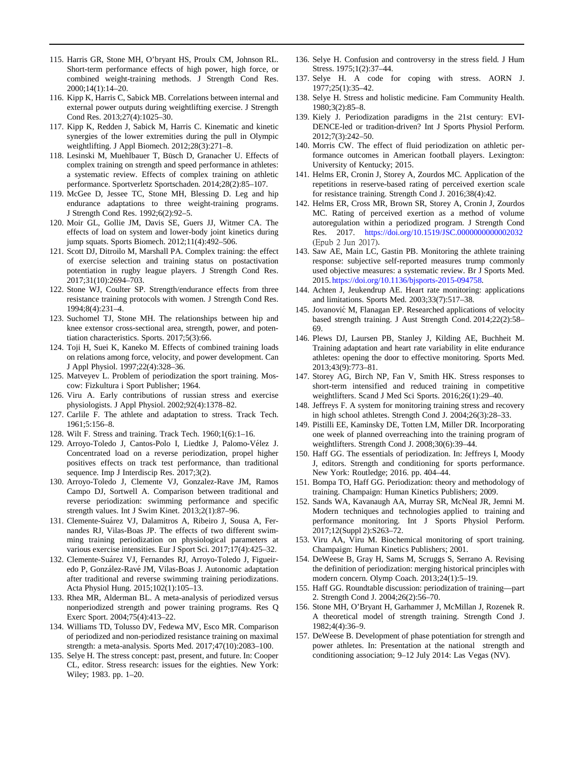115. Harris GR, Stone MH, O'bryant HS, Proulx CM, Johnson RL. Short-term performance effects of high power, high force, or combined weight-training methods. J Strength Cond Res. 2000;14(1):14–20.
116. Kipp K, Harris C, Sabick MB. Correlations between internal and external power outputs during weightlifting exercise. J Strength Cond Res. 2013;27(4):1025–30.
117. Kipp K, Redden J, Sabick M, Harris C. Kinematic and kinetic synergies of the lower extremities during the pull in Olympic weightlifting. J Appl Biomech. 2012;28(3):271–8.
118. Lesinski M, Muehlbauer T, Büsch D, Granacher U. Effects of complex training on strength and speed performance in athletes: a systematic review. Effects of complex training on athletic performance. Sportverletz Sportschaden. 2014;28(2):85–107.
119. McGee D, Jessee TC, Stone MH, Blessing D. Leg and hip endurance adaptations to three weight-training programs. J Strength Cond Res. 1992;6(2):92–5.
120. Moir GL, Gollie JM, Davis SE, Guers JJ, Witmer CA. The effects of load on system and lower-body joint kinetics during jump squats. Sports Biomech. 2012;11(4):492–506.
121. Scott DJ, Ditroilo M, Marshall PA. Complex training: the effect of exercise selection and training status on postactivation potentiation in rugby league players. J Strength Cond Res. 2017;31(10):2694–703.
122. Stone WJ, Coulter SP. Strength/endurance effects from three resistance training protocols with women. J Strength Cond Res. 1994;8(4):231–4.
123. Suchomel TJ, Stone MH. The relationships between hip and knee extensor cross-sectional area, strength, power, and potentiation characteristics. Sports. 2017;5(3):66.
124. Toji H, Suei K, Kaneko M. Effects of combined training loads on relations among force, velocity, and power development. Can J Appl Physiol. 1997;22(4):328–36.
125. Matveyev L. Problem of periodization the sport training. Moscow: Fizkultura i Sport Publisher; 1964.
126. Viru A. Early contributions of russian stress and exercise physiologists. J Appl Physiol. 2002;92(4):1378–82.
127. Carlile F. The athlete and adaptation to stress. Track Tech. 1961;5:156–8.
128. Wilt F. Stress and training. Track Tech. 1960;1(6):1–16.
129. Arroyo-Toledo J, Cantos-Polo I, Liedtke J, Palomo-Vélez J. Concentrated load on a reverse periodization, propel higher positives effects on track test performance, than traditional sequence. Imp J Interdiscip Res. 2017;3(2).
130. Arroyo-Toledo J, Clemente VJ, Gonzalez-Rave JM, Ramos Campo DJ, Sortwell A. Comparison between traditional and reverse periodization: swimming performance and specific strength values. Int J Swim Kinet. 2013;2(1):87–96.
131. Clemente-Suárez VJ, Dalamitros A, Ribeiro J, Sousa A, Fernandes RJ, Vilas-Boas JP. The effects of two different swimming training periodization on physiological parameters at various exercise intensities. Eur J Sport Sci. 2017;17(4):425–32.
132. Clemente-Suárez VJ, Fernandes RJ, Arroyo-Toledo J, Figueiredo P, González-Ravé JM, Vilas-Boas J. Autonomic adaptation after traditional and reverse swimming training periodizations. Acta Physiol Hung. 2015;102(1):105–13.
133. Rhea MR, Alderman BL. A meta-analysis of periodized versus nonperiodized strength and power training programs. Res Q Exerc Sport. 2004;75(4):413–22.
134. Williams TD, Tolusso DV, Fedewa MV, Esco MR. Comparison of periodized and non-periodized resistance training on maximal strength: a meta-analysis. Sports Med. 2017;47(10):2083–100.
135. Selye H. The stress concept: past, present, and future. In: Cooper CL, editor. Stress research: issues for the eighties. New York: Wiley; 1983. pp. 1–20.
136. Selye H. Confusion and controversy in the stress field. J Hum Stress. 1975;1(2):37–44.
137. Selye H. A code for coping with stress. AORN J. 1977;25(1):35–42.
138. Selye H. Stress and holistic medicine. Fam Community Health. 1980;3(2):85–8.
139. Kiely J. Periodization paradigms in the 21st century: EVIDENCE-led or tradition-driven? Int J Sports Physiol Perform. 2012;7(3):242–50.
140. Morris CW. The effect of fluid periodization on athletic performance outcomes in American football players. Lexington: University of Kentucky; 2015.
141. Helms ER, Cronin J, Storey A, Zourdos MC. Application of the repetitions in reserve-based rating of perceived exertion scale for resistance training. Strength Cond J. 2016;38(4):42.
142. Helms ER, Cross MR, Brown SR, Storey A, Cronin J, Zourdos MC. Rating of perceived exertion as a method of volume autoregulation within a periodized program. J Strength Cond Res. 2017. https://doi.org/10.1519/JSC.0000000000002032 (Epub 2 Jun 2017).
143. Saw AE, Main LC, Gastin PB. Monitoring the athlete training response: subjective self-reported measures trump commonly used objective measures: a systematic review. Br J Sports Med. 2015. https://doi.org/10.1136/bjsports-2015-094758.
144. Achten J, Jeukendrup AE. Heart rate monitoring: applications and limitations. Sports Med. 2003;33(7):517–38.
145. Jovanović M, Flanagan EP. Researched applications of velocity based strength training. J Aust Strength Cond. 2014;22(2):58–69.
146. Plews DJ, Laursen PB, Stanley J, Kilding AE, Buchheit M. Training adaptation and heart rate variability in elite endurance athletes: opening the door to effective monitoring. Sports Med. 2013;43(9):773–81.
147. Storey AG, Birch NP, Fan V, Smith HK. Stress responses to short-term intensified and reduced training in competitive weightlifters. Scand J Med Sci Sports. 2016;26(1):29–40.
148. Jeffreys F. A system for monitoring training stress and recovery in high school athletes. Strength Cond J. 2004;26(3):28–33.
149. Pistilli EE, Kaminsky DE, Totten LM, Miller DR. Incorporating one week of planned overreaching into the training program of weightlifters. Strength Cond J. 2008;30(6):39–44.
150. Haff GG. The essentials of periodization. In: Jeffreys I, Moody J, editors. Strength and conditioning for sports performance. New York: Routledge; 2016. pp. 404–44.
151. Bompa TO, Haff GG. Periodization: theory and methodology of training. Champaign: Human Kinetics Publishers; 2009.
152. Sands WA, Kavanaugh AA, Murray SR, McNeal JR, Jemni M. Modern techniques and technologies applied to training and performance monitoring. Int J Sports Physiol Perform. 2017;12(Suppl 2):S263–72.
153. Viru AA, Viru M. Biochemical monitoring of sport training. Champaign: Human Kinetics Publishers; 2001.
154. DeWeese B, Gray H, Sams M, Scruggs S, Serrano A. Revising the definition of periodization: merging historical principles with modern concern. Olymp Coach. 2013;24(1):5–19.
155. Haff GG. Roundtable discussion: periodization of training—part 2. Strength Cond J. 2004;26(2):56–70.
156. Stone MH, O'Bryant H, Garhammer J, McMillan J, Rozenek R. A theoretical model of strength training. Strength Cond J. 1982;4(4):36–9.
157. DeWeese B. Development of phase potentiation for strength and power athletes. In: Presentation at the national strength and conditioning association; 9–12 July 2014: Las Vegas (NV).